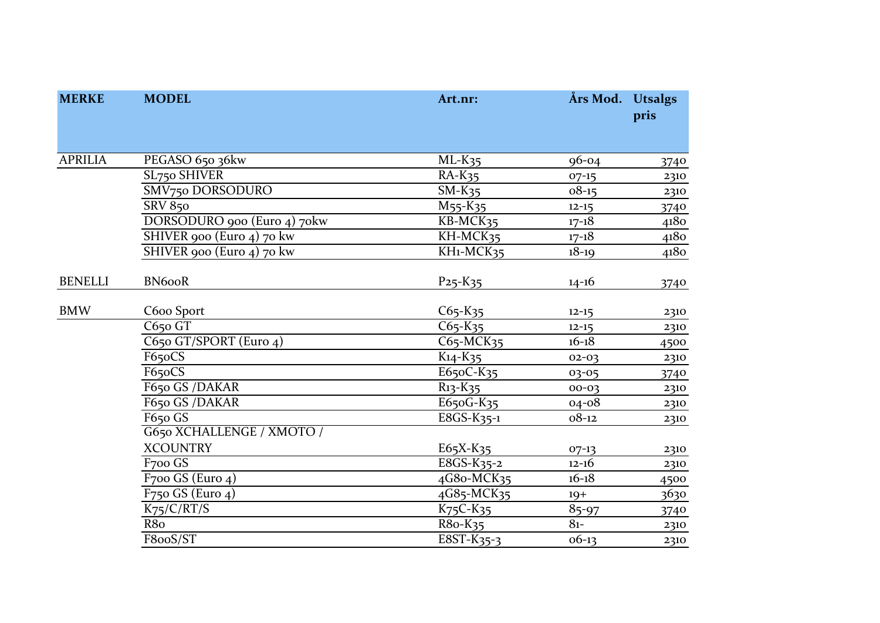| MERKE | MODEL | Art.nr: | Års Mod. | Utsalgs pris |
|---|---|---|---|---|
| APRILIA | PEGASO 650 36kw | ML-K35 | 96-04 | 3740 |
| | SL750 SHIVER | RA-K35 | 07-15 | 2310 |
| | SMV750 DORSODURO | SM-K35 | 08-15 | 2310 |
| | SRV 850 | M55-K35 | 12-15 | 3740 |
| | DORSODURO 900 (Euro 4) 70kw | KB-MCK35 | 17-18 | 4180 |
| | SHIVER 900 (Euro 4) 70 kw | KH-MCK35 | 17-18 | 4180 |
| | SHIVER 900 (Euro 4) 70 kw | KH1-MCK35 | 18-19 | 4180 |
| BENELLI | BN600R | P25-K35 | 14-16 | 3740 |
| BMW | C600 Sport | C65-K35 | 12-15 | 2310 |
| | C650 GT | C65-K35 | 12-15 | 2310 |
| | C650 GT/SPORT (Euro 4) | C65-MCK35 | 16-18 | 4500 |
| | F650CS | K14-K35 | 02-03 | 2310 |
| | F650CS | E650C-K35 | 03-05 | 3740 |
| | F650 GS /DAKAR | R13-K35 | 00-03 | 2310 |
| | F650 GS /DAKAR | E650G-K35 | 04-08 | 2310 |
| | F650 GS | E8GS-K35-1 | 08-12 | 2310 |
| | G650 XCHALLENGE / XMOTO / XCOUNTRY | E65X-K35 | 07-13 | 2310 |
| | F700 GS | E8GS-K35-2 | 12-16 | 2310 |
| | F700 GS (Euro 4) | 4G80-MCK35 | 16-18 | 4500 |
| | F750 GS (Euro 4) | 4G85-MCK35 | 19+ | 3630 |
| | K75/C/RT/S | K75C-K35 | 85-97 | 3740 |
| | R80 | R80-K35 | 81- | 2310 |
| | F800S/ST | E8ST-K35-3 | 06-13 | 2310 |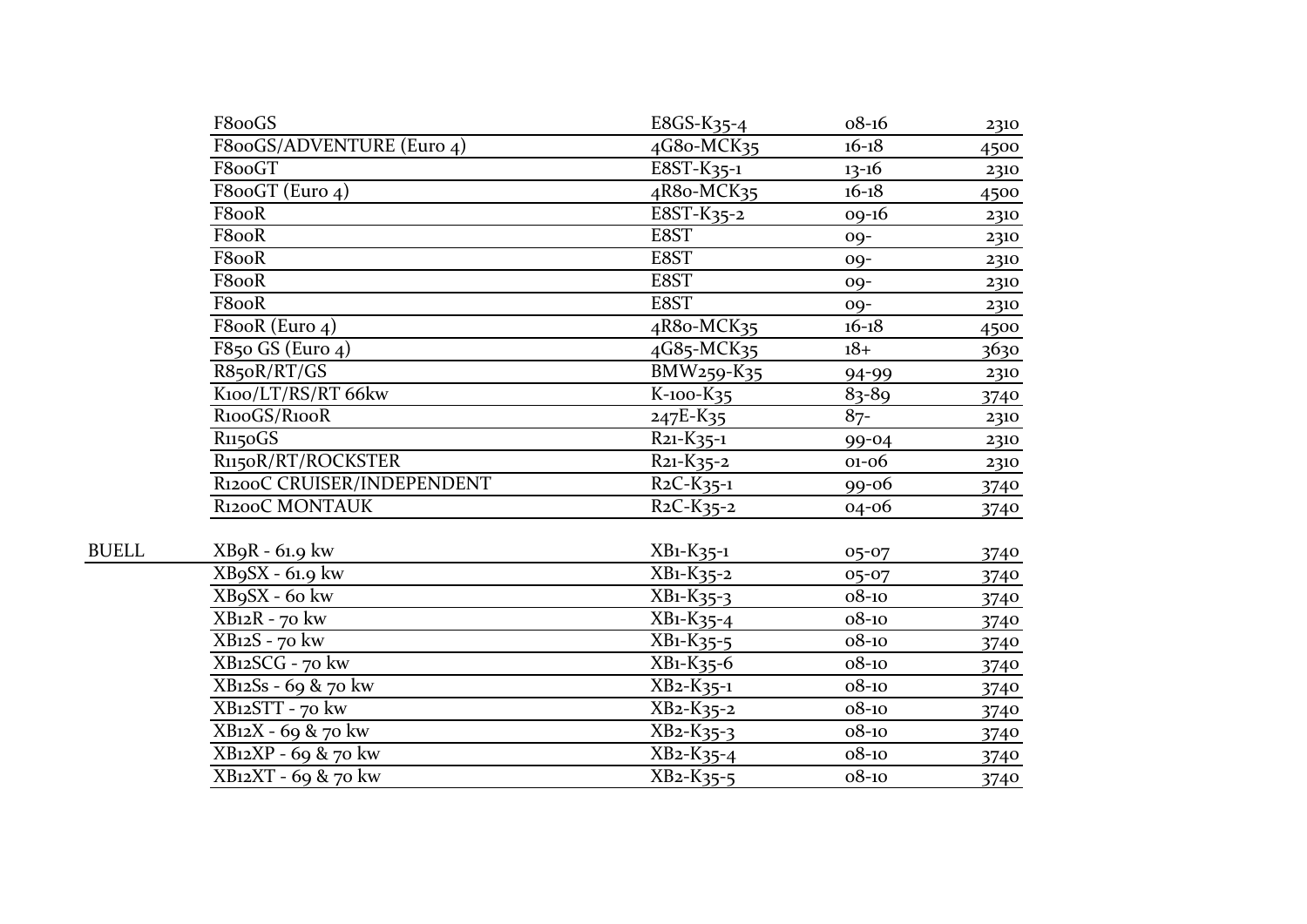| | | | | |
|---|---|---|---|---|
| | F800GS | E8GS-K35-4 | 08-16 | 2310 |
| | F800GS/ADVENTURE (Euro 4) | 4G80-MCK35 | 16-18 | 4500 |
| | F800GT | E8ST-K35-1 | 13-16 | 2310 |
| | F800GT (Euro 4) | 4R80-MCK35 | 16-18 | 4500 |
| | F800R | E8ST-K35-2 | 09-16 | 2310 |
| | F800R | E8ST | 09- | 2310 |
| | F800R | E8ST | 09- | 2310 |
| | F800R | E8ST | 09- | 2310 |
| | F800R | E8ST | 09- | 2310 |
| | F800R (Euro 4) | 4R80-MCK35 | 16-18 | 4500 |
| | F850 GS (Euro 4) | 4G85-MCK35 | 18+ | 3630 |
| | R850R/RT/GS | BMW259-K35 | 94-99 | 2310 |
| | K100/LT/RS/RT 66kw | K-100-K35 | 83-89 | 3740 |
| | R100GS/R100R | 247E-K35 | 87- | 2310 |
| | R1150GS | R21-K35-1 | 99-04 | 2310 |
| | R1150R/RT/ROCKSTER | R21-K35-2 | 01-06 | 2310 |
| | R1200C CRUISER/INDEPENDENT | R2C-K35-1 | 99-06 | 3740 |
| | R1200C MONTAUK | R2C-K35-2 | 04-06 | 3740 |
| BUELL | XB9R - 61.9 kw | XB1-K35-1 | 05-07 | 3740 |
| | XB9SX - 61.9 kw | XB1-K35-2 | 05-07 | 3740 |
| | XB9SX - 60 kw | XB1-K35-3 | 08-10 | 3740 |
| | XB12R - 70 kw | XB1-K35-4 | 08-10 | 3740 |
| | XB12S - 70 kw | XB1-K35-5 | 08-10 | 3740 |
| | XB12SCG - 70 kw | XB1-K35-6 | 08-10 | 3740 |
| | XB12Ss - 69 & 70 kw | XB2-K35-1 | 08-10 | 3740 |
| | XB12STT - 70 kw | XB2-K35-2 | 08-10 | 3740 |
| | XB12X - 69 & 70 kw | XB2-K35-3 | 08-10 | 3740 |
| | XB12XP - 69 & 70 kw | XB2-K35-4 | 08-10 | 3740 |
| | XB12XT - 69 & 70 kw | XB2-K35-5 | 08-10 | 3740 |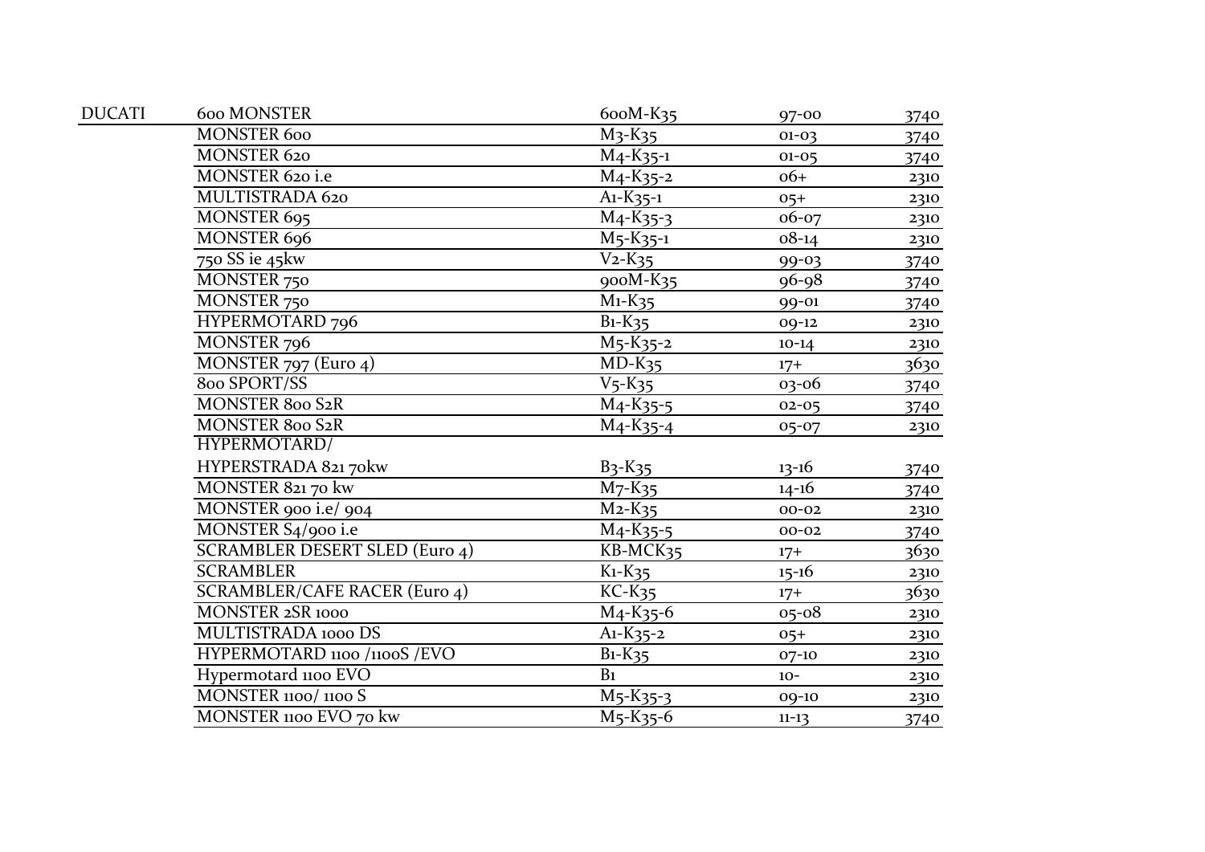| DUCATI | 600 MONSTER | 600M-K35 | 97-00 | 3740 |
|---|---|---|---|---|
| | MONSTER 600 | M3-K35 | 01-03 | 3740 |
| | MONSTER 620 | M4-K35-1 | 01-05 | 3740 |
| | MONSTER 620 i.e | M4-K35-2 | 06+ | 2310 |
| | MULTISTRADA 620 | A1-K35-1 | 05+ | 2310 |
| | MONSTER 695 | M4-K35-3 | 06-07 | 2310 |
| | MONSTER 696 | M5-K35-1 | 08-14 | 2310 |
| | 750 SS ie 45kw | V2-K35 | 99-03 | 3740 |
| | MONSTER 750 | 900M-K35 | 96-98 | 3740 |
| | MONSTER 750 | M1-K35 | 99-01 | 3740 |
| | HYPERMOTARD 796 | B1-K35 | 09-12 | 2310 |
| | MONSTER 796 | M5-K35-2 | 10-14 | 2310 |
| | MONSTER 797 (Euro 4) | MD-K35 | 17+ | 3630 |
| | 800 SPORT/SS | V5-K35 | 03-06 | 3740 |
| | MONSTER 800 S2R | M4-K35-5 | 02-05 | 3740 |
| | MONSTER 800 S2R | M4-K35-4 | 05-07 | 2310 |
| | HYPERMOTARD/ HYPERSTRADA 821 70kw | B3-K35 | 13-16 | 3740 |
| | MONSTER 821 70 kw | M7-K35 | 14-16 | 3740 |
| | MONSTER 900 i.e/ 904 | M2-K35 | 00-02 | 2310 |
| | MONSTER S4/900 i.e | M4-K35-5 | 00-02 | 3740 |
| | SCRAMBLER DESERT SLED (Euro 4) | KB-MCK35 | 17+ | 3630 |
| | SCRAMBLER | K1-K35 | 15-16 | 2310 |
| | SCRAMBLER/CAFE RACER (Euro 4) | KC-K35 | 17+ | 3630 |
| | MONSTER 2SR 1000 | M4-K35-6 | 05-08 | 2310 |
| | MULTISTRADA 1000 DS | A1-K35-2 | 05+ | 2310 |
| | HYPERMOTARD 1100 /1100S /EVO | B1-K35 | 07-10 | 2310 |
| | Hypermotard 1100 EVO | B1 | 10- | 2310 |
| | MONSTER 1100/ 1100 S | M5-K35-3 | 09-10 | 2310 |
| | MONSTER 1100 EVO 70 kw | M5-K35-6 | 11-13 | 3740 |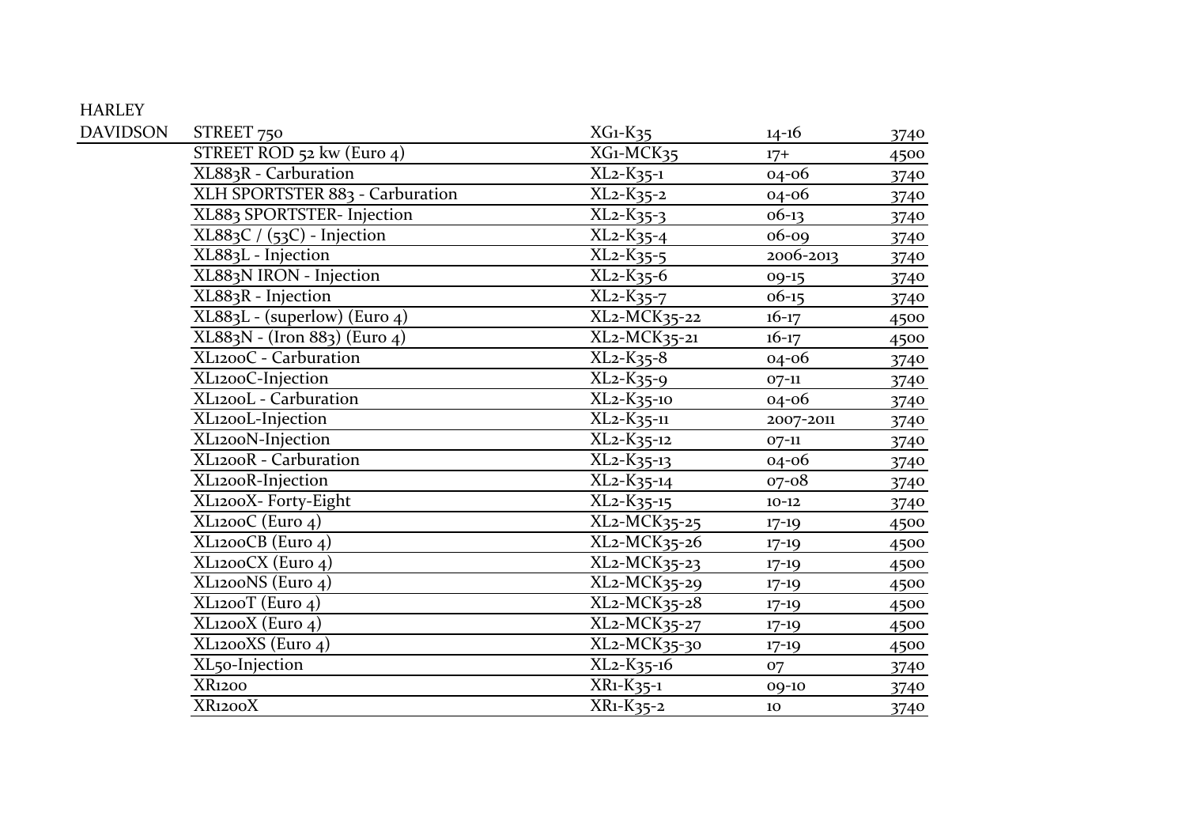| HARLEY DAVIDSON | STREET 750 | XG1-K35 | 14-16 | 3740 |
|---|---|---|---|---|
| | STREET ROD 52 kw (Euro 4) | XG1-MCK35 | 17+ | 4500 |
| | XL883R - Carburation | XL2-K35-1 | 04-06 | 3740 |
| | XLH SPORTSTER 883 - Carburation | XL2-K35-2 | 04-06 | 3740 |
| | XL883 SPORTSTER- Injection | XL2-K35-3 | 06-13 | 3740 |
| | XL883C / (53C) - Injection | XL2-K35-4 | 06-09 | 3740 |
| | XL883L - Injection | XL2-K35-5 | 2006-2013 | 3740 |
| | XL883N IRON - Injection | XL2-K35-6 | 09-15 | 3740 |
| | XL883R - Injection | XL2-K35-7 | 06-15 | 3740 |
| | XL883L - (superlow) (Euro 4) | XL2-MCK35-22 | 16-17 | 4500 |
| | XL883N - (Iron 883) (Euro 4) | XL2-MCK35-21 | 16-17 | 4500 |
| | XL1200C - Carburation | XL2-K35-8 | 04-06 | 3740 |
| | XL1200C-Injection | XL2-K35-9 | 07-11 | 3740 |
| | XL1200L - Carburation | XL2-K35-10 | 04-06 | 3740 |
| | XL1200L-Injection | XL2-K35-11 | 2007-2011 | 3740 |
| | XL1200N-Injection | XL2-K35-12 | 07-11 | 3740 |
| | XL1200R - Carburation | XL2-K35-13 | 04-06 | 3740 |
| | XL1200R-Injection | XL2-K35-14 | 07-08 | 3740 |
| | XL1200X- Forty-Eight | XL2-K35-15 | 10-12 | 3740 |
| | XL1200C (Euro 4) | XL2-MCK35-25 | 17-19 | 4500 |
| | XL1200CB (Euro 4) | XL2-MCK35-26 | 17-19 | 4500 |
| | XL1200CX (Euro 4) | XL2-MCK35-23 | 17-19 | 4500 |
| | XL1200NS (Euro 4) | XL2-MCK35-29 | 17-19 | 4500 |
| | XL1200T (Euro 4) | XL2-MCK35-28 | 17-19 | 4500 |
| | XL1200X (Euro 4) | XL2-MCK35-27 | 17-19 | 4500 |
| | XL1200XS (Euro 4) | XL2-MCK35-30 | 17-19 | 4500 |
| | XL50-Injection | XL2-K35-16 | 07 | 3740 |
| | XR1200 | XR1-K35-1 | 09-10 | 3740 |
| | XR1200X | XR1-K35-2 | 10 | 3740 |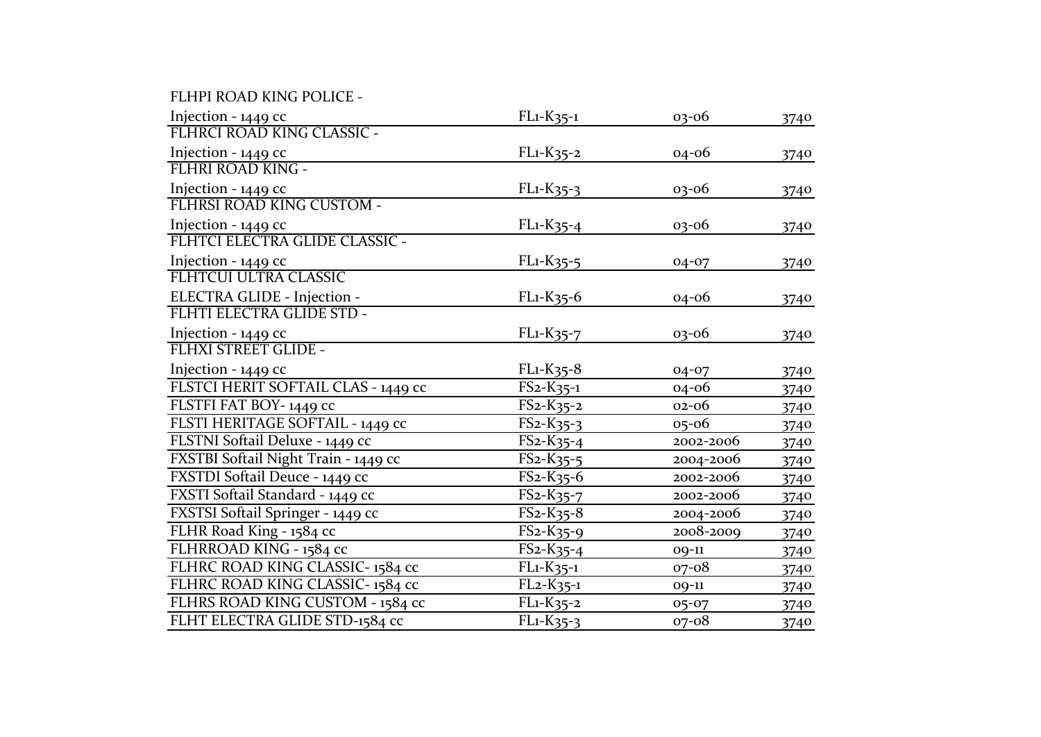| | | | |
|---|---|---|---|
| FLHPI ROAD KING POLICE - Injection - 1449 cc | FL1-K35-1 | 03-06 | 3740 |
| FLHRCI ROAD KING CLASSIC - Injection - 1449 cc | FL1-K35-2 | 04-06 | 3740 |
| FLHRI ROAD KING - Injection - 1449 cc | FL1-K35-3 | 03-06 | 3740 |
| FLHRSI ROAD KING CUSTOM - Injection - 1449 cc | FL1-K35-4 | 03-06 | 3740 |
| FLHTCI ELECTRA GLIDE CLASSIC - Injection - 1449 cc | FL1-K35-5 | 04-07 | 3740 |
| FLHTCUI ULTRA CLASSIC ELECTRA GLIDE - Injection - | FL1-K35-6 | 04-06 | 3740 |
| FLHTI ELECTRA GLIDE STD - Injection - 1449 cc | FL1-K35-7 | 03-06 | 3740 |
| FLHXI STREET GLIDE - Injection - 1449 cc | FL1-K35-8 | 04-07 | 3740 |
| FLSTCI HERIT SOFTAIL CLAS - 1449 cc | FS2-K35-1 | 04-06 | 3740 |
| FLSTFI FAT BOY- 1449 cc | FS2-K35-2 | 02-06 | 3740 |
| FLSTI HERITAGE SOFTAIL - 1449 cc | FS2-K35-3 | 05-06 | 3740 |
| FLSTNI Softail Deluxe - 1449 cc | FS2-K35-4 | 2002-2006 | 3740 |
| FXSTBI Softail Night Train - 1449 cc | FS2-K35-5 | 2004-2006 | 3740 |
| FXSTDI Softail Deuce - 1449 cc | FS2-K35-6 | 2002-2006 | 3740 |
| FXSTI Softail Standard - 1449 cc | FS2-K35-7 | 2002-2006 | 3740 |
| FXSTSI Softail Springer - 1449 cc | FS2-K35-8 | 2004-2006 | 3740 |
| FLHR Road King - 1584 cc | FS2-K35-9 | 2008-2009 | 3740 |
| FLHRROAD KING - 1584 cc | FS2-K35-4 | 09-11 | 3740 |
| FLHRC ROAD KING CLASSIC- 1584 cc | FL1-K35-1 | 07-08 | 3740 |
| FLHRC ROAD KING CLASSIC- 1584 cc | FL2-K35-1 | 09-11 | 3740 |
| FLHRS ROAD KING CUSTOM - 1584 cc | FL1-K35-2 | 05-07 | 3740 |
| FLHT ELECTRA GLIDE STD-1584 cc | FL1-K35-3 | 07-08 | 3740 |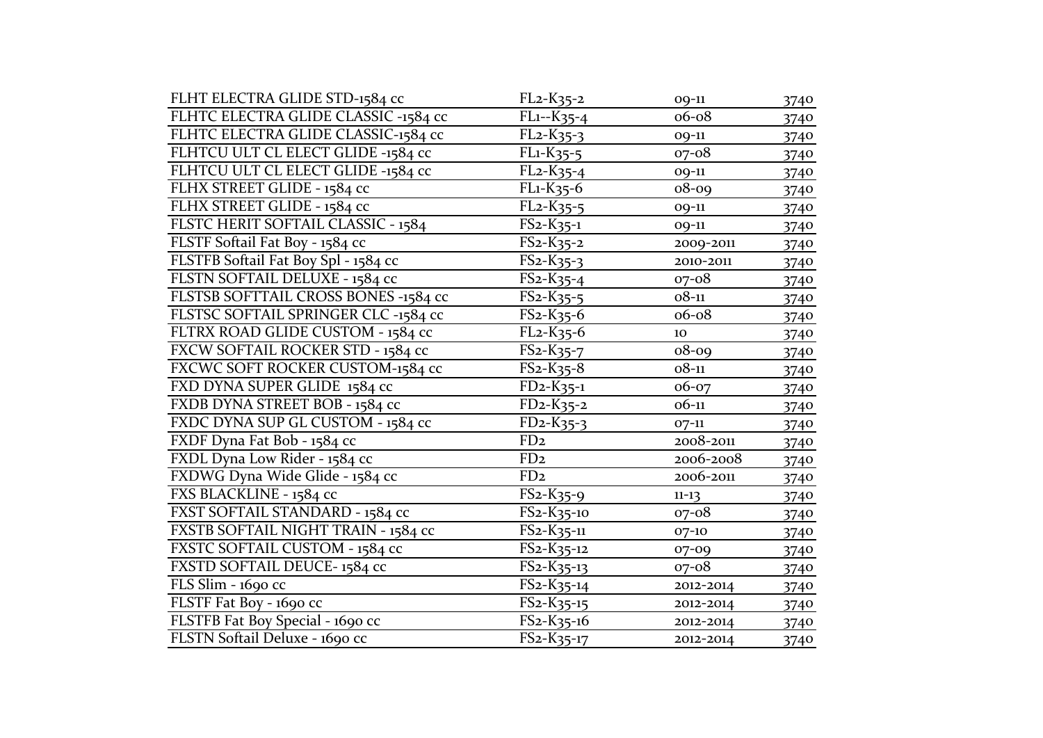| | | | |
|---|---|---|---|
| FLHT ELECTRA GLIDE STD-1584 cc | FL2-K35-2 | 09-11 | 3740 |
| FLHTC ELECTRA GLIDE CLASSIC -1584 cc | FL1--K35-4 | 06-08 | 3740 |
| FLHTC ELECTRA GLIDE CLASSIC-1584 cc | FL2-K35-3 | 09-11 | 3740 |
| FLHTCU ULT CL ELECT GLIDE -1584 cc | FL1-K35-5 | 07-08 | 3740 |
| FLHTCU ULT CL ELECT GLIDE -1584 cc | FL2-K35-4 | 09-11 | 3740 |
| FLHX STREET GLIDE - 1584 cc | FL1-K35-6 | 08-09 | 3740 |
| FLHX STREET GLIDE - 1584 cc | FL2-K35-5 | 09-11 | 3740 |
| FLSTC HERIT SOFTAIL CLASSIC - 1584 | FS2-K35-1 | 09-11 | 3740 |
| FLSTF Softail Fat Boy - 1584 cc | FS2-K35-2 | 2009-2011 | 3740 |
| FLSTFB Softail Fat Boy Spl - 1584 cc | FS2-K35-3 | 2010-2011 | 3740 |
| FLSTN SOFTAIL DELUXE - 1584 cc | FS2-K35-4 | 07-08 | 3740 |
| FLSTSB SOFTTAIL CROSS BONES -1584 cc | FS2-K35-5 | 08-11 | 3740 |
| FLSTSC SOFTAIL SPRINGER CLC -1584 cc | FS2-K35-6 | 06-08 | 3740 |
| FLTRX ROAD GLIDE CUSTOM - 1584 cc | FL2-K35-6 | 10 | 3740 |
| FXCW SOFTAIL ROCKER STD - 1584 cc | FS2-K35-7 | 08-09 | 3740 |
| FXCWC SOFT ROCKER CUSTOM-1584 cc | FS2-K35-8 | 08-11 | 3740 |
| FXD DYNA SUPER GLIDE 1584 cc | FD2-K35-1 | 06-07 | 3740 |
| FXDB DYNA STREET BOB - 1584 cc | FD2-K35-2 | 06-11 | 3740 |
| FXDC DYNA SUP GL CUSTOM - 1584 cc | FD2-K35-3 | 07-11 | 3740 |
| FXDF Dyna Fat Bob - 1584 cc | FD2 | 2008-2011 | 3740 |
| FXDL Dyna Low Rider - 1584 cc | FD2 | 2006-2008 | 3740 |
| FXDWG Dyna Wide Glide - 1584 cc | FD2 | 2006-2011 | 3740 |
| FXS BLACKLINE - 1584 cc | FS2-K35-9 | 11-13 | 3740 |
| FXST SOFTAIL STANDARD - 1584 cc | FS2-K35-10 | 07-08 | 3740 |
| FXSTB SOFTAIL NIGHT TRAIN - 1584 cc | FS2-K35-11 | 07-10 | 3740 |
| FXSTC SOFTAIL CUSTOM - 1584 cc | FS2-K35-12 | 07-09 | 3740 |
| FXSTD SOFTAIL DEUCE- 1584 cc | FS2-K35-13 | 07-08 | 3740 |
| FLS Slim - 1690 cc | FS2-K35-14 | 2012-2014 | 3740 |
| FLSTF Fat Boy - 1690 cc | FS2-K35-15 | 2012-2014 | 3740 |
| FLSTFB Fat Boy Special - 1690 cc | FS2-K35-16 | 2012-2014 | 3740 |
| FLSTN Softail Deluxe - 1690 cc | FS2-K35-17 | 2012-2014 | 3740 |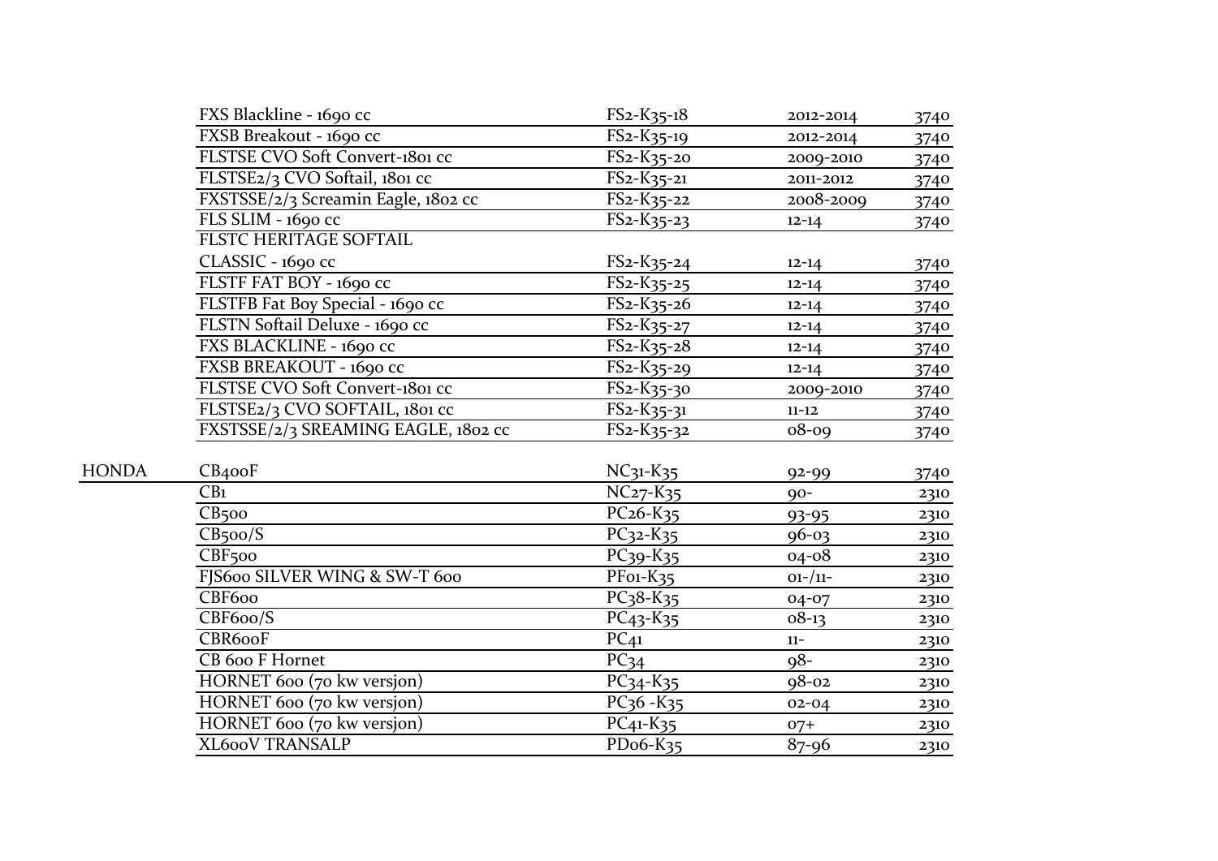| | | | | |
|---|---|---|---|---|
| | FXS Blackline - 1690 cc | FS2-K35-18 | 2012-2014 | 3740 |
| | FXSB Breakout - 1690 cc | FS2-K35-19 | 2012-2014 | 3740 |
| | FLSTSE CVO Soft Convert-1801 cc | FS2-K35-20 | 2009-2010 | 3740 |
| | FLSTSE2/3 CVO Softail, 1801 cc | FS2-K35-21 | 2011-2012 | 3740 |
| | FXSTSSE/2/3 Screamin Eagle, 1802 cc | FS2-K35-22 | 2008-2009 | 3740 |
| | FLS SLIM - 1690 cc | FS2-K35-23 | 12-14 | 3740 |
| | FLSTC HERITAGE SOFTAIL CLASSIC - 1690 cc | FS2-K35-24 | 12-14 | 3740 |
| | FLSTF FAT BOY - 1690 cc | FS2-K35-25 | 12-14 | 3740 |
| | FLSTFB Fat Boy Special - 1690 cc | FS2-K35-26 | 12-14 | 3740 |
| | FLSTN Softail Deluxe - 1690 cc | FS2-K35-27 | 12-14 | 3740 |
| | FXS BLACKLINE - 1690 cc | FS2-K35-28 | 12-14 | 3740 |
| | FXSB BREAKOUT - 1690 cc | FS2-K35-29 | 12-14 | 3740 |
| | FLSTSE CVO Soft Convert-1801 cc | FS2-K35-30 | 2009-2010 | 3740 |
| | FLSTSE2/3 CVO SOFTAIL, 1801 cc | FS2-K35-31 | 11-12 | 3740 |
| | FXSTSSE/2/3 SREAMING EAGLE, 1802 cc | FS2-K35-32 | 08-09 | 3740 |
| HONDA | CB400F | NC31-K35 | 92-99 | 3740 |
| | CB1 | NC27-K35 | 90- | 2310 |
| | CB500 | PC26-K35 | 93-95 | 2310 |
| | CB500/S | PC32-K35 | 96-03 | 2310 |
| | CBF500 | PC39-K35 | 04-08 | 2310 |
| | FJS600 SILVER WING & SW-T 600 | PF01-K35 | 01-/11- | 2310 |
| | CBF600 | PC38-K35 | 04-07 | 2310 |
| | CBF600/S | PC43-K35 | 08-13 | 2310 |
| | CBR600F | PC41 | 11- | 2310 |
| | CB 600 F Hornet | PC34 | 98- | 2310 |
| | HORNET 600 (70 kw versjon) | PC34-K35 | 98-02 | 2310 |
| | HORNET 600 (70 kw versjon) | PC36 -K35 | 02-04 | 2310 |
| | HORNET 600 (70 kw versjon) | PC41-K35 | 07+ | 2310 |
| | XL600V TRANSALP | PD06-K35 | 87-96 | 2310 |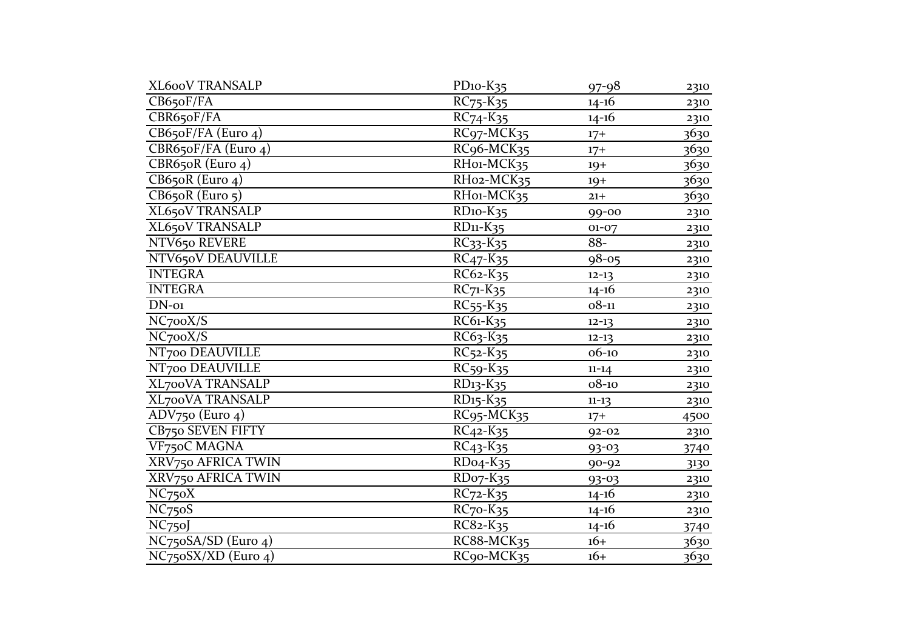| XL600V TRANSALP | PD10-K35 | 97-98 | 2310 |
|---|---|---|---|
| CB650F/FA | RC75-K35 | 14-16 | 2310 |
| CBR650F/FA | RC74-K35 | 14-16 | 2310 |
| CB650F/FA (Euro 4) | RC97-MCK35 | 17+ | 3630 |
| CBR650F/FA (Euro 4) | RC96-MCK35 | 17+ | 3630 |
| CBR650R (Euro 4) | RH01-MCK35 | 19+ | 3630 |
| CB650R (Euro 4) | RH02-MCK35 | 19+ | 3630 |
| CB650R (Euro 5) | RH01-MCK35 | 21+ | 3630 |
| XL650V TRANSALP | RD10-K35 | 99-00 | 2310 |
| XL650V TRANSALP | RD11-K35 | 01-07 | 2310 |
| NTV650 REVERE | RC33-K35 | 88- | 2310 |
| NTV650V DEAUVILLE | RC47-K35 | 98-05 | 2310 |
| INTEGRA | RC62-K35 | 12-13 | 2310 |
| INTEGRA | RC71-K35 | 14-16 | 2310 |
| DN-01 | RC55-K35 | 08-11 | 2310 |
| NC700X/S | RC61-K35 | 12-13 | 2310 |
| NC700X/S | RC63-K35 | 12-13 | 2310 |
| NT700 DEAUVILLE | RC52-K35 | 06-10 | 2310 |
| NT700 DEAUVILLE | RC59-K35 | 11-14 | 2310 |
| XL700VA TRANSALP | RD13-K35 | 08-10 | 2310 |
| XL700VA TRANSALP | RD15-K35 | 11-13 | 2310 |
| ADV750 (Euro 4) | RC95-MCK35 | 17+ | 4500 |
| CB750 SEVEN FIFTY | RC42-K35 | 92-02 | 2310 |
| VF750C MAGNA | RC43-K35 | 93-03 | 3740 |
| XRV750 AFRICA TWIN | RD04-K35 | 90-92 | 3130 |
| XRV750 AFRICA TWIN | RD07-K35 | 93-03 | 2310 |
| NC750X | RC72-K35 | 14-16 | 2310 |
| NC750S | RC70-K35 | 14-16 | 2310 |
| NC750J | RC82-K35 | 14-16 | 3740 |
| NC750SA/SD (Euro 4) | RC88-MCK35 | 16+ | 3630 |
| NC750SX/XD (Euro 4) | RC90-MCK35 | 16+ | 3630 |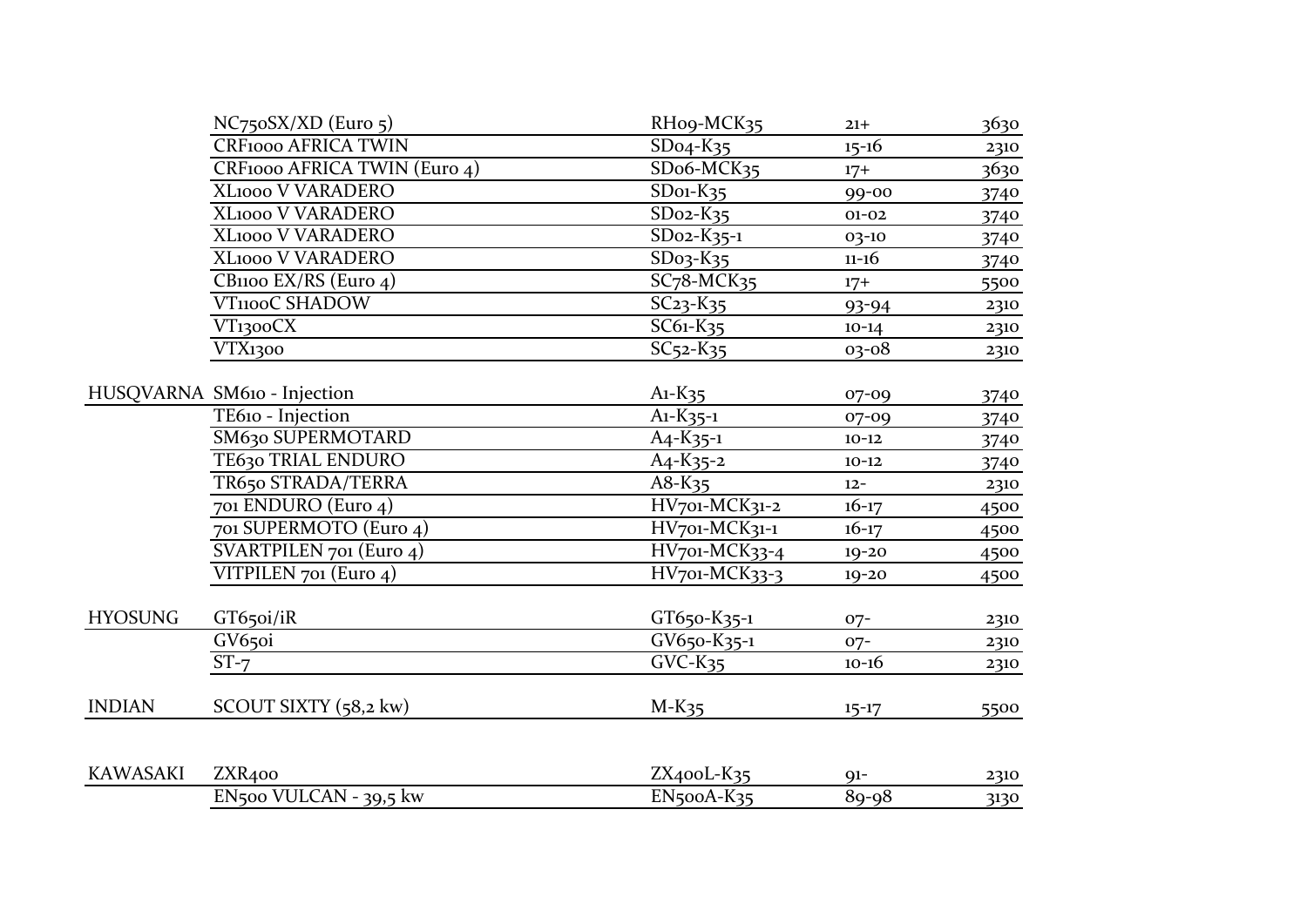| | | | | |
|---|---|---|---|---|
| | NC750SX/XD (Euro 5) | RH09-MCK35 | 21+ | 3630 |
| | CRF1000 AFRICA TWIN | SD04-K35 | 15-16 | 2310 |
| | CRF1000 AFRICA TWIN (Euro 4) | SD06-MCK35 | 17+ | 3630 |
| | XL1000 V VARADERO | SD01-K35 | 99-00 | 3740 |
| | XL1000 V VARADERO | SD02-K35 | 01-02 | 3740 |
| | XL1000 V VARADERO | SD02-K35-1 | 03-10 | 3740 |
| | XL1000 V VARADERO | SD03-K35 | 11-16 | 3740 |
| | CB1100 EX/RS (Euro 4) | SC78-MCK35 | 17+ | 5500 |
| | VT1100C SHADOW | SC23-K35 | 93-94 | 2310 |
| | VT1300CX | SC61-K35 | 10-14 | 2310 |
| | VTX1300 | SC52-K35 | 03-08 | 2310 |
| | | | | |
| HUSQVARNA | SM610 - Injection | A1-K35 | 07-09 | 3740 |
| | TE610 - Injection | A1-K35-1 | 07-09 | 3740 |
| | SM630 SUPERMOTARD | A4-K35-1 | 10-12 | 3740 |
| | TE630 TRIAL ENDURO | A4-K35-2 | 10-12 | 3740 |
| | TR650 STRADA/TERRA | A8-K35 | 12- | 2310 |
| | 701 ENDURO (Euro 4) | HV701-MCK31-2 | 16-17 | 4500 |
| | 701 SUPERMOTO (Euro 4) | HV701-MCK31-1 | 16-17 | 4500 |
| | SVARTPILEN 701 (Euro 4) | HV701-MCK33-4 | 19-20 | 4500 |
| | VITPILEN 701 (Euro 4) | HV701-MCK33-3 | 19-20 | 4500 |
| | | | | |
| HYOSUNG | GT650i/iR | GT650-K35-1 | 07- | 2310 |
| | GV650i | GV650-K35-1 | 07- | 2310 |
| | ST-7 | GVC-K35 | 10-16 | 2310 |
| | | | | |
| INDIAN | SCOUT SIXTY (58,2 kw) | M-K35 | 15-17 | 5500 |
| | | | | |
| KAWASAKI | ZXR400 | ZX400L-K35 | 91- | 2310 |
| | EN500 VULCAN - 39,5 kw | EN500A-K35 | 89-98 | 3130 |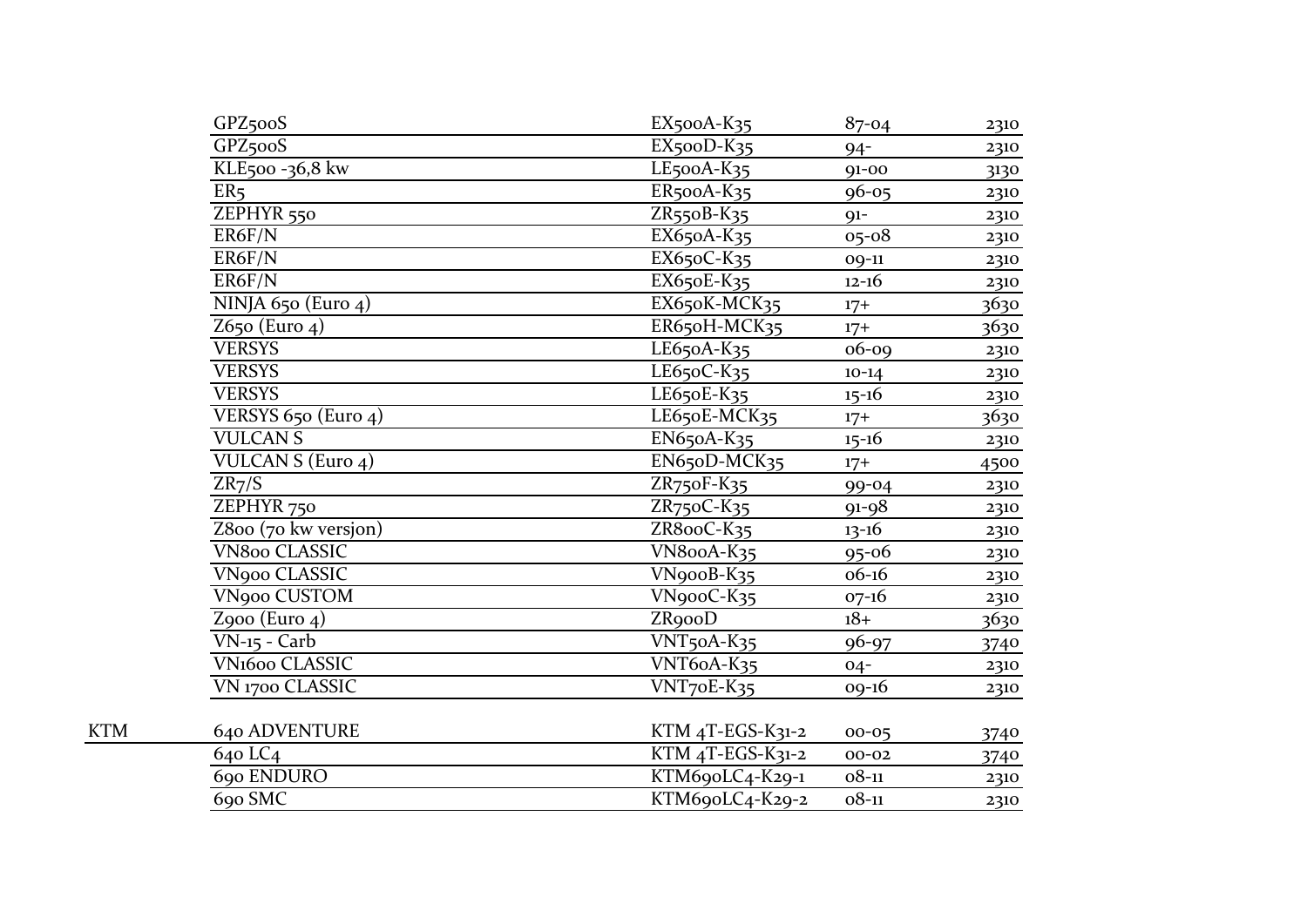| | | | | |
|---|---|---|---|---|
| | GPZ500S | EX500A-K35 | 87-04 | 2310 |
| | GPZ500S | EX500D-K35 | 94- | 2310 |
| | KLE500 -36,8 kw | LE500A-K35 | 91-00 | 3130 |
| | ER5 | ER500A-K35 | 96-05 | 2310 |
| | ZEPHYR 550 | ZR550B-K35 | 91- | 2310 |
| | ER6F/N | EX650A-K35 | 05-08 | 2310 |
| | ER6F/N | EX650C-K35 | 09-11 | 2310 |
| | ER6F/N | EX650E-K35 | 12-16 | 2310 |
| | NINJA 650 (Euro 4) | EX650K-MCK35 | 17+ | 3630 |
| | Z650 (Euro 4) | ER650H-MCK35 | 17+ | 3630 |
| | VERSYS | LE650A-K35 | 06-09 | 2310 |
| | VERSYS | LE650C-K35 | 10-14 | 2310 |
| | VERSYS | LE650E-K35 | 15-16 | 2310 |
| | VERSYS 650 (Euro 4) | LE650E-MCK35 | 17+ | 3630 |
| | VULCAN S | EN650A-K35 | 15-16 | 2310 |
| | VULCAN S (Euro 4) | EN650D-MCK35 | 17+ | 4500 |
| | ZR7/S | ZR750F-K35 | 99-04 | 2310 |
| | ZEPHYR 750 | ZR750C-K35 | 91-98 | 2310 |
| | Z800 (70 kw versjon) | ZR800C-K35 | 13-16 | 2310 |
| | VN800 CLASSIC | VN800A-K35 | 95-06 | 2310 |
| | VN900 CLASSIC | VN900B-K35 | 06-16 | 2310 |
| | VN900 CUSTOM | VN900C-K35 | 07-16 | 2310 |
| | Z900 (Euro 4) | ZR900D | 18+ | 3630 |
| | VN-15 - Carb | VNT50A-K35 | 96-97 | 3740 |
| | VN1600 CLASSIC | VNT60A-K35 | 04- | 2310 |
| | VN 1700 CLASSIC | VNT70E-K35 | 09-16 | 2310 |
| KTM | 640 ADVENTURE | KTM 4T-EGS-K31-2 | 00-05 | 3740 |
| | 640 LC4 | KTM 4T-EGS-K31-2 | 00-02 | 3740 |
| | 690 ENDURO | KTM690LC4-K29-1 | 08-11 | 2310 |
| | 690 SMC | KTM690LC4-K29-2 | 08-11 | 2310 |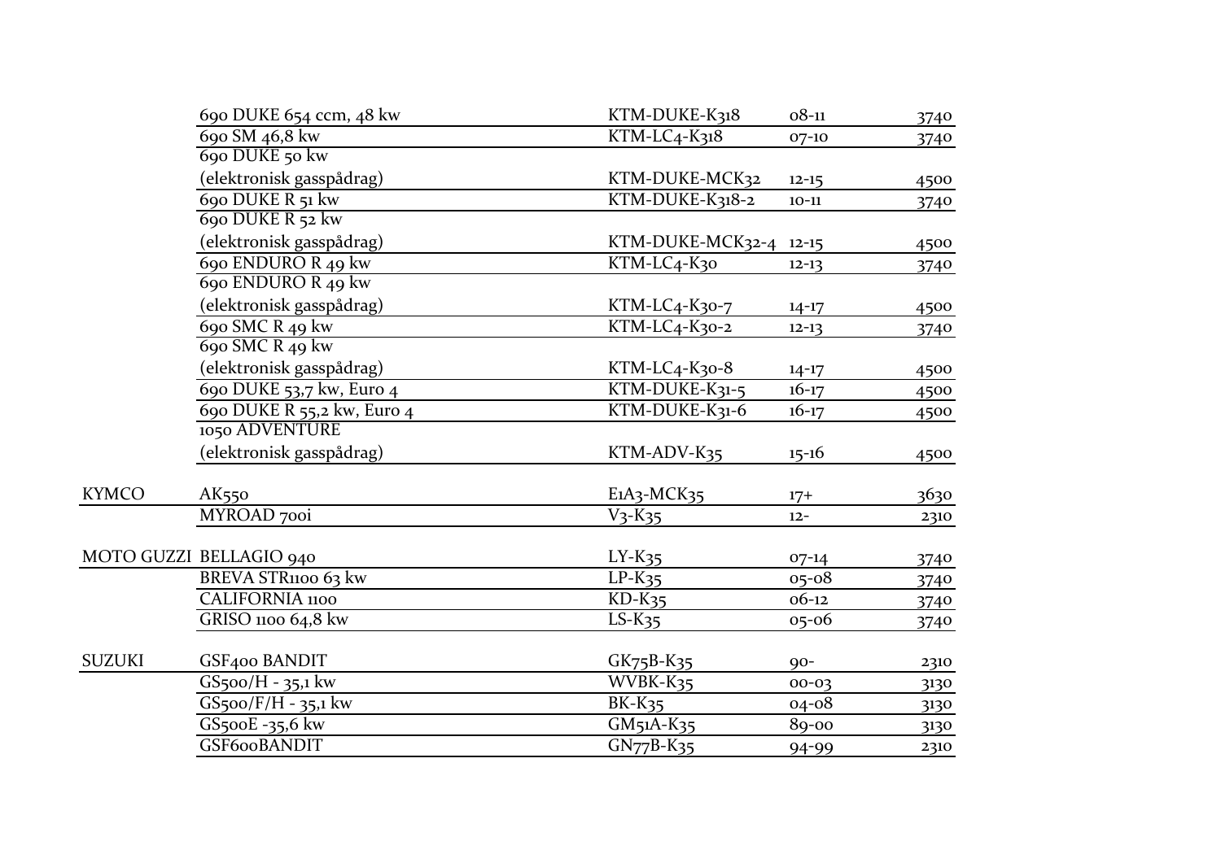| | | | | |
|---|---|---|---|---|
| | 690 DUKE 654 ccm, 48 kw | KTM-DUKE-K318 | 08-11 | 3740 |
| | 690 SM 46,8 kw | KTM-LC4-K318 | 07-10 | 3740 |
| | 690 DUKE 50 kw (elektronisk gasspådrag) | KTM-DUKE-MCK32 | 12-15 | 4500 |
| | 690 DUKE R 51 kw | KTM-DUKE-K318-2 | 10-11 | 3740 |
| | 690 DUKE R 52 kw (elektronisk gasspådrag) | KTM-DUKE-MCK32-4 | 12-15 | 4500 |
| | 690 ENDURO R 49 kw | KTM-LC4-K30 | 12-13 | 3740 |
| | 690 ENDURO R 49 kw (elektronisk gasspådrag) | KTM-LC4-K30-7 | 14-17 | 4500 |
| | 690 SMC R 49 kw | KTM-LC4-K30-2 | 12-13 | 3740 |
| | 690 SMC R 49 kw (elektronisk gasspådrag) | KTM-LC4-K30-8 | 14-17 | 4500 |
| | 690 DUKE 53,7 kw, Euro 4 | KTM-DUKE-K31-5 | 16-17 | 4500 |
| | 690 DUKE R 55,2 kw, Euro 4 | KTM-DUKE-K31-6 | 16-17 | 4500 |
| | 1050 ADVENTURE (elektronisk gasspådrag) | KTM-ADV-K35 | 15-16 | 4500 |
| KYMCO | AK550 | E1A3-MCK35 | 17+ | 3630 |
| | MYROAD 700i | V3-K35 | 12- | 2310 |
| MOTO GUZZI | BELLAGIO 940 | LY-K35 | 07-14 | 3740 |
| | BREVA STR1100 63 kw | LP-K35 | 05-08 | 3740 |
| | CALIFORNIA 1100 | KD-K35 | 06-12 | 3740 |
| | GRISO 1100 64,8 kw | LS-K35 | 05-06 | 3740 |
| SUZUKI | GSF400 BANDIT | GK75B-K35 | 90- | 2310 |
| | GS500/H - 35,1 kw | WVBK-K35 | 00-03 | 3130 |
| | GS500/F/H - 35,1 kw | BK-K35 | 04-08 | 3130 |
| | GS500E -35,6 kw | GM51A-K35 | 89-00 | 3130 |
| | GSF600BANDIT | GN77B-K35 | 94-99 | 2310 |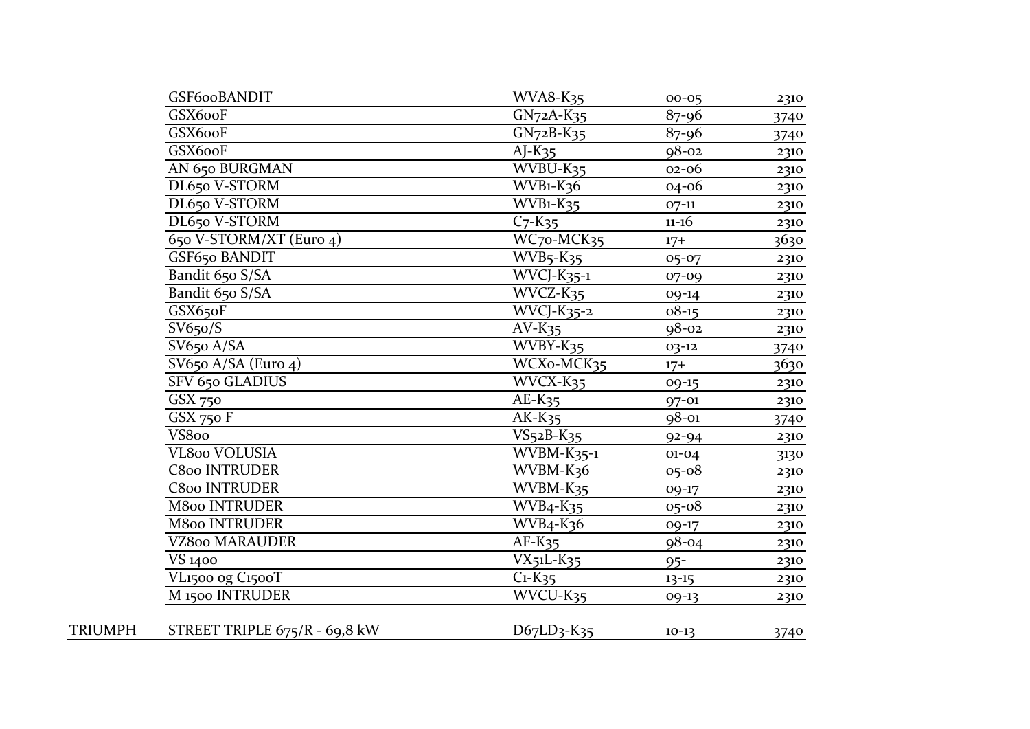| | | | | |
|---|---|---|---|---|
| | GSF600BANDIT | WVA8-K35 | 00-05 | 2310 |
| | GSX600F | GN72A-K35 | 87-96 | 3740 |
| | GSX600F | GN72B-K35 | 87-96 | 3740 |
| | GSX600F | AJ-K35 | 98-02 | 2310 |
| | AN 650 BURGMAN | WVBU-K35 | 02-06 | 2310 |
| | DL650 V-STORM | WVB1-K36 | 04-06 | 2310 |
| | DL650 V-STORM | WVB1-K35 | 07-11 | 2310 |
| | DL650 V-STORM | C7-K35 | 11-16 | 2310 |
| | 650 V-STORM/XT (Euro 4) | WC70-MCK35 | 17+ | 3630 |
| | GSF650 BANDIT | WVB5-K35 | 05-07 | 2310 |
| | Bandit 650 S/SA | WVCJ-K35-1 | 07-09 | 2310 |
| | Bandit 650 S/SA | WVCZ-K35 | 09-14 | 2310 |
| | GSX650F | WVCJ-K35-2 | 08-15 | 2310 |
| | SV650/S | AV-K35 | 98-02 | 2310 |
| | SV650 A/SA | WVBY-K35 | 03-12 | 3740 |
| | SV650 A/SA (Euro 4) | WCX0-MCK35 | 17+ | 3630 |
| | SFV 650 GLADIUS | WVCX-K35 | 09-15 | 2310 |
| | GSX 750 | AE-K35 | 97-01 | 2310 |
| | GSX 750 F | AK-K35 | 98-01 | 3740 |
| | VS800 | VS52B-K35 | 92-94 | 2310 |
| | VL800 VOLUSIA | WVBM-K35-1 | 01-04 | 3130 |
| | C800 INTRUDER | WVBM-K36 | 05-08 | 2310 |
| | C800 INTRUDER | WVBM-K35 | 09-17 | 2310 |
| | M800 INTRUDER | WVB4-K35 | 05-08 | 2310 |
| | M800 INTRUDER | WVB4-K36 | 09-17 | 2310 |
| | VZ800 MARAUDER | AF-K35 | 98-04 | 2310 |
| | VS 1400 | VX51L-K35 | 95- | 2310 |
| | VL1500 og C1500T | C1-K35 | 13-15 | 2310 |
| | M 1500 INTRUDER | WVCU-K35 | 09-13 | 2310 |
| TRIUMPH | STREET TRIPLE 675/R - 69,8 kW | D67LD3-K35 | 10-13 | 3740 |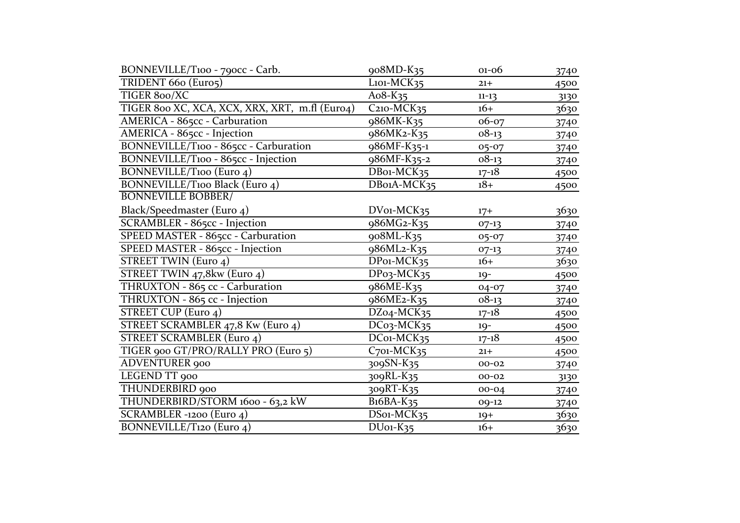| | | | |
|---|---|---|---|
| BONNEVILLE/T100 - 790cc - Carb. | 908MD-K35 | 01-06 | 3740 |
| TRIDENT 660 (Euro5) | L101-MCK35 | 21+ | 4500 |
| TIGER 800/XC | A08-K35 | 11-13 | 3130 |
| TIGER 800 XC, XCA, XCX, XRX, XRT, m.fl (Euro4) | C210-MCK35 | 16+ | 3630 |
| AMERICA - 865cc - Carburation | 986MK-K35 | 06-07 | 3740 |
| AMERICA - 865cc - Injection | 986MK2-K35 | 08-13 | 3740 |
| BONNEVILLE/T100 - 865cc - Carburation | 986MF-K35-1 | 05-07 | 3740 |
| BONNEVILLE/T100 - 865cc - Injection | 986MF-K35-2 | 08-13 | 3740 |
| BONNEVILLE/T100 (Euro 4) | DB01-MCK35 | 17-18 | 4500 |
| BONNEVILLE/T100 Black (Euro 4) | DB01A-MCK35 | 18+ | 4500 |
| BONNEVILLE BOBBER/ Black/Speedmaster (Euro 4) | DV01-MCK35 | 17+ | 3630 |
| SCRAMBLER - 865cc - Injection | 986MG2-K35 | 07-13 | 3740 |
| SPEED MASTER - 865cc - Carburation | 908ML-K35 | 05-07 | 3740 |
| SPEED MASTER - 865cc - Injection | 986ML2-K35 | 07-13 | 3740 |
| STREET TWIN (Euro 4) | DP01-MCK35 | 16+ | 3630 |
| STREET TWIN 47,8kw (Euro 4) | DP03-MCK35 | 19- | 4500 |
| THRUXTON - 865 cc - Carburation | 986ME-K35 | 04-07 | 3740 |
| THRUXTON - 865 cc - Injection | 986ME2-K35 | 08-13 | 3740 |
| STREET CUP (Euro 4) | DZ04-MCK35 | 17-18 | 4500 |
| STREET SCRAMBLER 47,8 Kw (Euro 4) | DC03-MCK35 | 19- | 4500 |
| STREET SCRAMBLER (Euro 4) | DC01-MCK35 | 17-18 | 4500 |
| TIGER 900 GT/PRO/RALLY PRO (Euro 5) | C701-MCK35 | 21+ | 4500 |
| ADVENTURER 900 | 309SN-K35 | 00-02 | 3740 |
| LEGEND TT 900 | 309RL-K35 | 00-02 | 3130 |
| THUNDERBIRD 900 | 309RT-K35 | 00-04 | 3740 |
| THUNDERBIRD/STORM 1600 - 63,2 kW | B16BA-K35 | 09-12 | 3740 |
| SCRAMBLER -1200 (Euro 4) | DS01-MCK35 | 19+ | 3630 |
| BONNEVILLE/T120 (Euro 4) | DU01-K35 | 16+ | 3630 |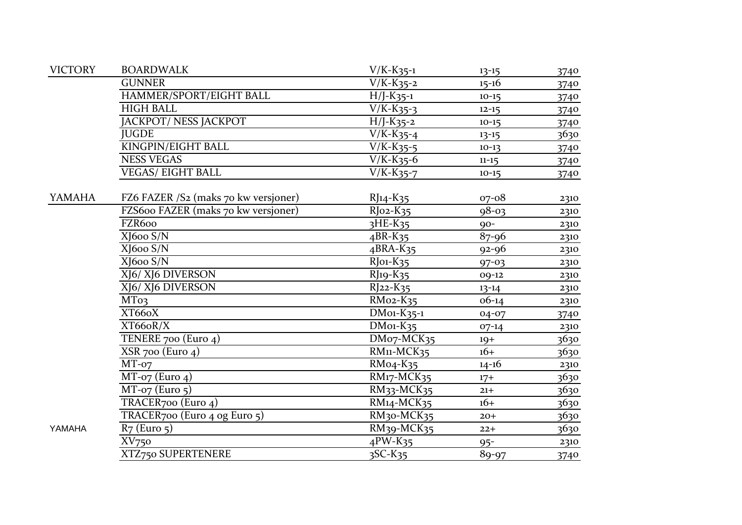| | | | | |
|---|---|---|---|---|
| VICTORY | BOARDWALK | V/K-K35-1 | 13-15 | 3740 |
| | GUNNER | V/K-K35-2 | 15-16 | 3740 |
| | HAMMER/SPORT/EIGHT BALL | H/J-K35-1 | 10-15 | 3740 |
| | HIGH BALL | V/K-K35-3 | 12-15 | 3740 |
| | JACKPOT/ NESS JACKPOT | H/J-K35-2 | 10-15 | 3740 |
| | JUGDE | V/K-K35-4 | 13-15 | 3630 |
| | KINGPIN/EIGHT BALL | V/K-K35-5 | 10-13 | 3740 |
| | NESS VEGAS | V/K-K35-6 | 11-15 | 3740 |
| | VEGAS/ EIGHT BALL | V/K-K35-7 | 10-15 | 3740 |
| | | | | |
| YAMAHA | FZ6 FAZER /S2 (maks 70 kw versjoner) | RJ14-K35 | 07-08 | 2310 |
| | FZS600 FAZER (maks 70 kw versjoner) | RJ02-K35 | 98-03 | 2310 |
| | FZR600 | 3HE-K35 | 90- | 2310 |
| | XJ600 S/N | 4BR-K35 | 87-96 | 2310 |
| | XJ600 S/N | 4BRA-K35 | 92-96 | 2310 |
| | XJ600 S/N | RJ01-K35 | 97-03 | 2310 |
| | XJ6/ XJ6 DIVERSON | RJ19-K35 | 09-12 | 2310 |
| | XJ6/ XJ6 DIVERSON | RJ22-K35 | 13-14 | 2310 |
| | MT03 | RM02-K35 | 06-14 | 2310 |
| | XT660X | DM01-K35-1 | 04-07 | 3740 |
| | XT660R/X | DM01-K35 | 07-14 | 2310 |
| | TENERE 700 (Euro 4) | DM07-MCK35 | 19+ | 3630 |
| | XSR 700 (Euro 4) | RM11-MCK35 | 16+ | 3630 |
| | MT-07 | RM04-K35 | 14-16 | 2310 |
| | MT-07 (Euro 4) | RM17-MCK35 | 17+ | 3630 |
| | MT-07 (Euro 5) | RM33-MCK35 | 21+ | 3630 |
| | TRACER700 (Euro 4) | RM14-MCK35 | 16+ | 3630 |
| | TRACER700 (Euro 4 og Euro 5) | RM30-MCK35 | 20+ | 3630 |
| YAMAHA | R7 (Euro 5) | RM39-MCK35 | 22+ | 3630 |
| | XV750 | 4PW-K35 | 95- | 2310 |
| | XTZ750 SUPERTENERE | 3SC-K35 | 89-97 | 3740 |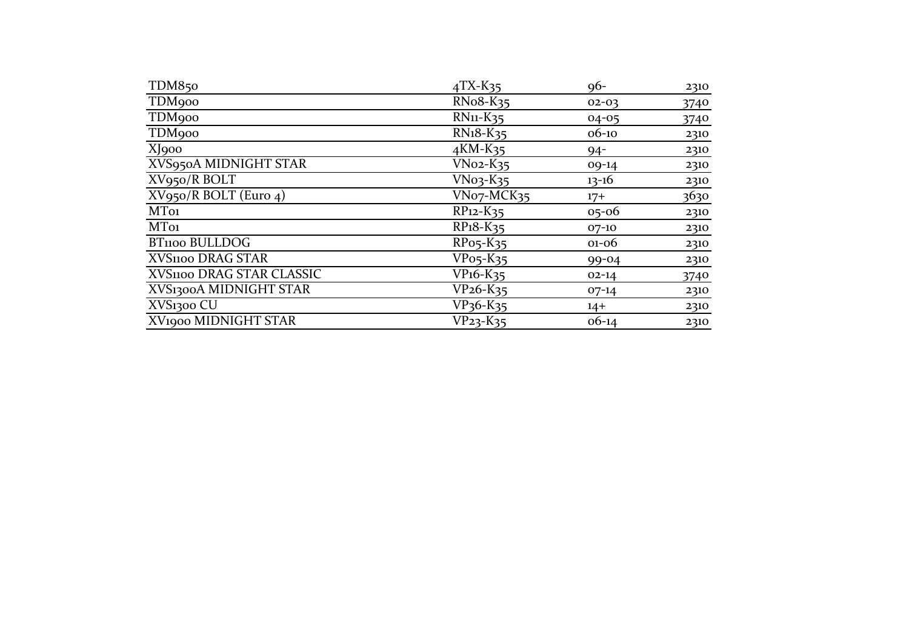| | | | |
|---|---|---|---|
| TDM850 | 4TX-K35 | 96- | 2310 |
| TDM900 | RN08-K35 | 02-03 | 3740 |
| TDM900 | RN11-K35 | 04-05 | 3740 |
| TDM900 | RN18-K35 | 06-10 | 2310 |
| XJ900 | 4KM-K35 | 94- | 2310 |
| XVS950A MIDNIGHT STAR | VN02-K35 | 09-14 | 2310 |
| XV950/R BOLT | VN03-K35 | 13-16 | 2310 |
| XV950/R BOLT (Euro 4) | VN07-MCK35 | 17+ | 3630 |
| MT01 | RP12-K35 | 05-06 | 2310 |
| MT01 | RP18-K35 | 07-10 | 2310 |
| BT1100 BULLDOG | RP05-K35 | 01-06 | 2310 |
| XVS1100 DRAG STAR | VP05-K35 | 99-04 | 2310 |
| XVS1100 DRAG STAR CLASSIC | VP16-K35 | 02-14 | 3740 |
| XVS1300A MIDNIGHT STAR | VP26-K35 | 07-14 | 2310 |
| XVS1300 CU | VP36-K35 | 14+ | 2310 |
| XV1900 MIDNIGHT STAR | VP23-K35 | 06-14 | 2310 |